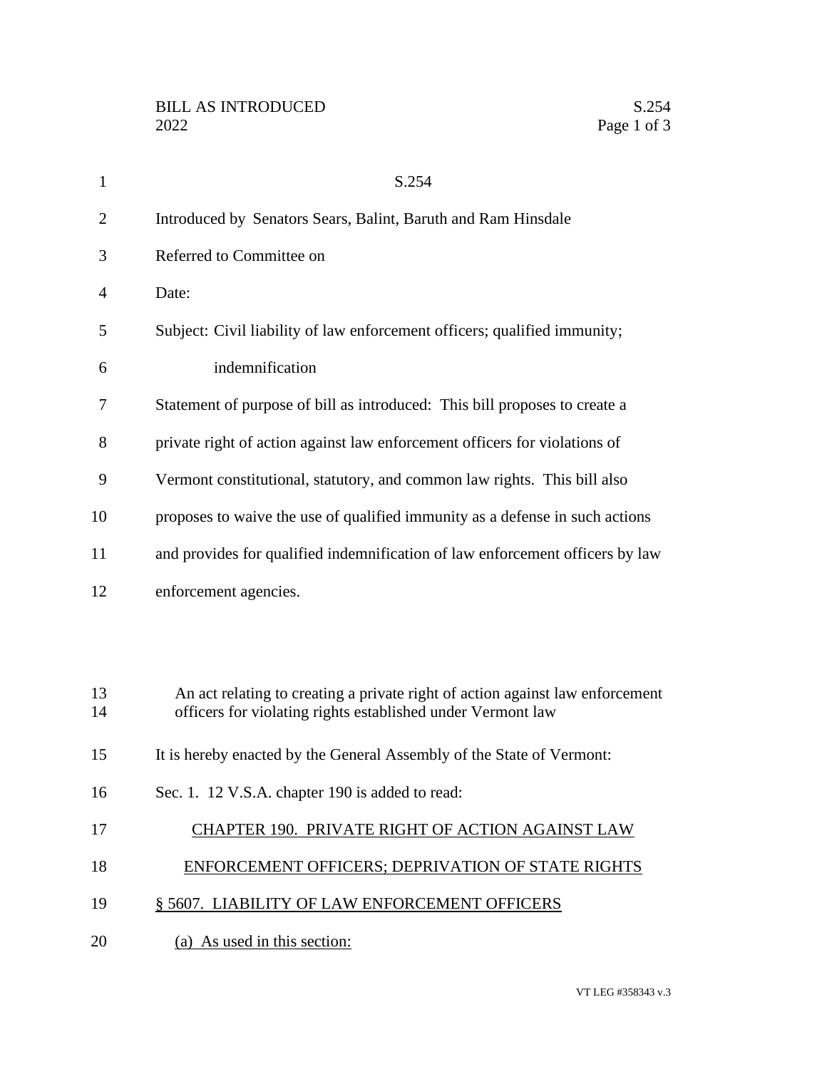S.254

Introduced by Senators Sears, Balint, Baruth and Ram Hinsdale

Referred to Committee on

Date:

Subject: Civil liability of law enforcement officers; qualified immunity; indemnification

Statement of purpose of bill as introduced: This bill proposes to create a private right of action against law enforcement officers for violations of Vermont constitutional, statutory, and common law rights. This bill also proposes to waive the use of qualified immunity as a defense in such actions and provides for qualified indemnification of law enforcement officers by law enforcement agencies.

An act relating to creating a private right of action against law enforcement officers for violating rights established under Vermont law

It is hereby enacted by the General Assembly of the State of Vermont:

Sec. 1. 12 V.S.A. chapter 190 is added to read:

CHAPTER 190. PRIVATE RIGHT OF ACTION AGAINST LAW ENFORCEMENT OFFICERS; DEPRIVATION OF STATE RIGHTS

§ 5607. LIABILITY OF LAW ENFORCEMENT OFFICERS

(a) As used in this section: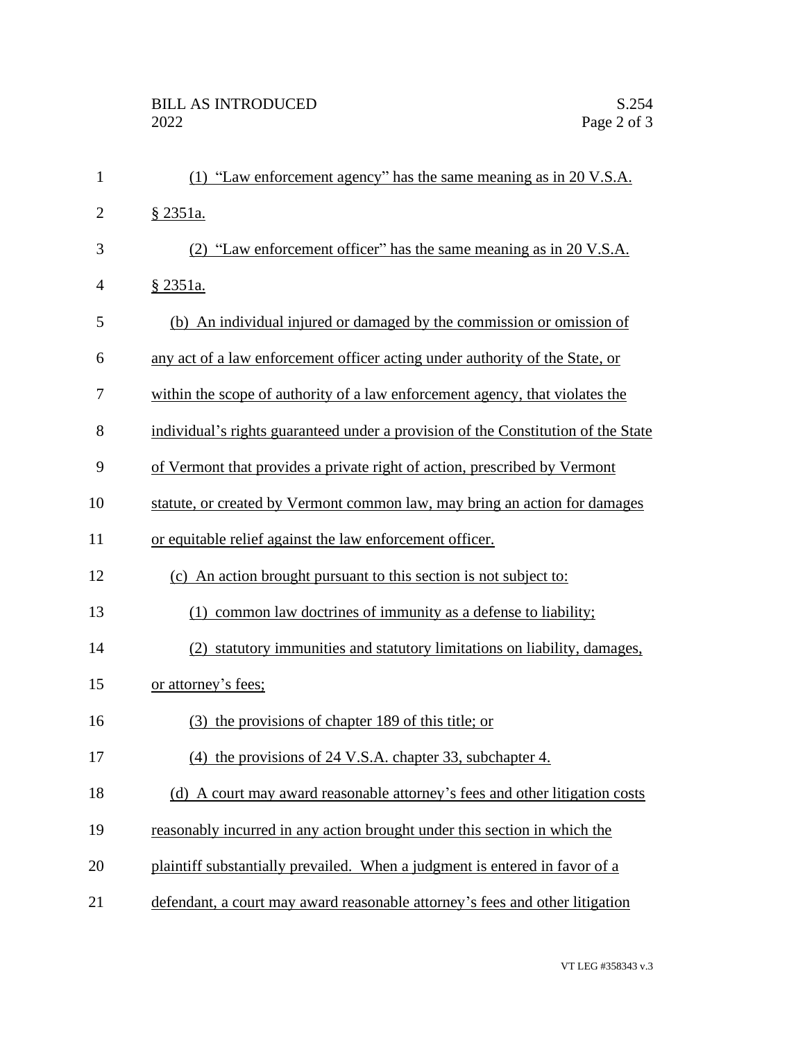(1) "Law enforcement agency" has the same meaning as in 20 V.S.A. § 2351a.

(2) "Law enforcement officer" has the same meaning as in 20 V.S.A. § 2351a.

(b) An individual injured or damaged by the commission or omission of any act of a law enforcement officer acting under authority of the State, or within the scope of authority of a law enforcement agency, that violates the individual's rights guaranteed under a provision of the Constitution of the State of Vermont that provides a private right of action, prescribed by Vermont statute, or created by Vermont common law, may bring an action for damages or equitable relief against the law enforcement officer.

(c) An action brought pursuant to this section is not subject to:

(1) common law doctrines of immunity as a defense to liability;

(2) statutory immunities and statutory limitations on liability, damages, or attorney's fees;

(3) the provisions of chapter 189 of this title; or

(4) the provisions of 24 V.S.A. chapter 33, subchapter 4.

(d) A court may award reasonable attorney's fees and other litigation costs reasonably incurred in any action brought under this section in which the plaintiff substantially prevailed. When a judgment is entered in favor of a defendant, a court may award reasonable attorney's fees and other litigation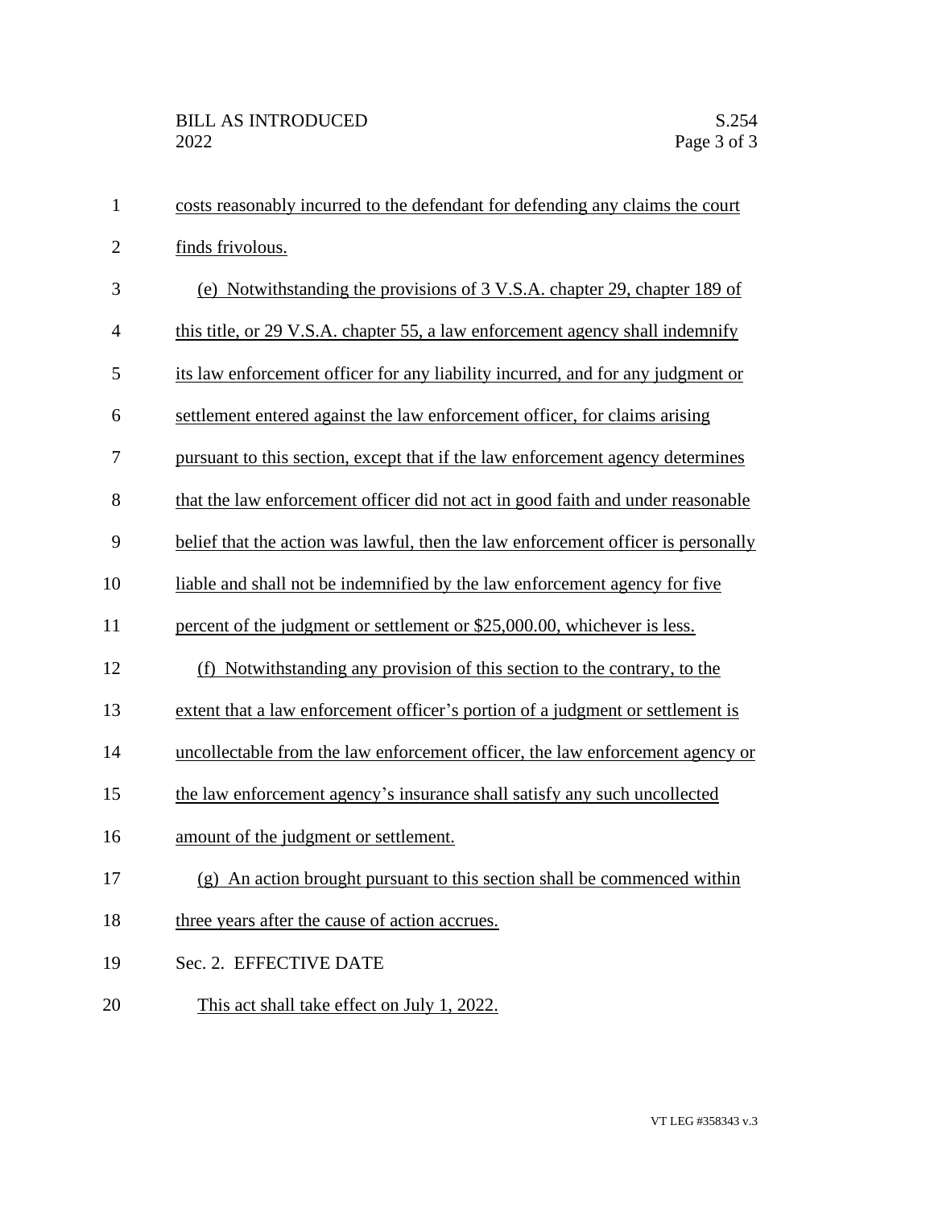costs reasonably incurred to the defendant for defending any claims the court finds frivolous.

(e) Notwithstanding the provisions of 3 V.S.A. chapter 29, chapter 189 of this title, or 29 V.S.A. chapter 55, a law enforcement agency shall indemnify its law enforcement officer for any liability incurred, and for any judgment or settlement entered against the law enforcement officer, for claims arising pursuant to this section, except that if the law enforcement agency determines that the law enforcement officer did not act in good faith and under reasonable belief that the action was lawful, then the law enforcement officer is personally liable and shall not be indemnified by the law enforcement agency for five percent of the judgment or settlement or $25,000.00, whichever is less.

(f) Notwithstanding any provision of this section to the contrary, to the extent that a law enforcement officer's portion of a judgment or settlement is uncollectable from the law enforcement officer, the law enforcement agency or the law enforcement agency's insurance shall satisfy any such uncollected amount of the judgment or settlement.

(g) An action brought pursuant to this section shall be commenced within three years after the cause of action accrues.

Sec. 2. EFFECTIVE DATE

This act shall take effect on July 1, 2022.